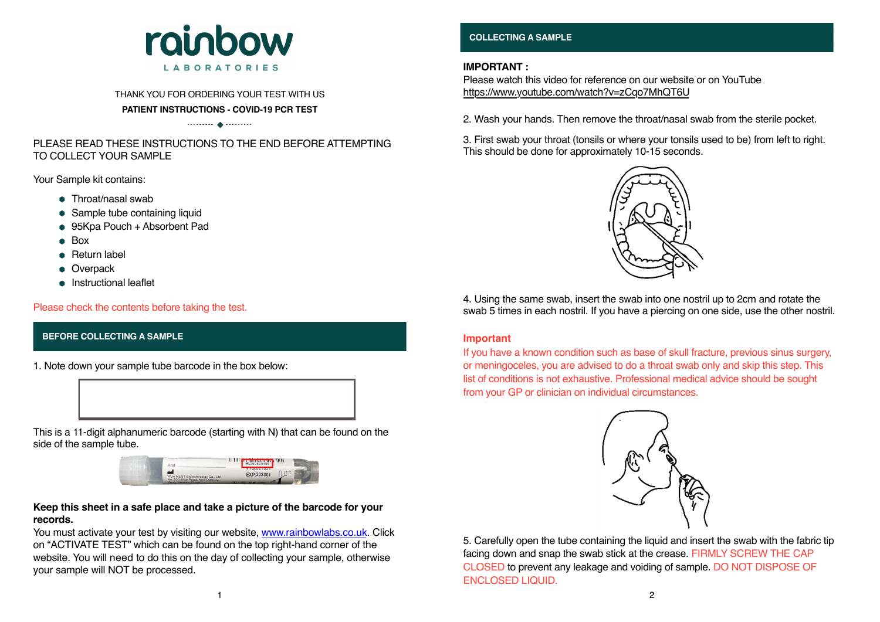# rainbow LABORATORIES

THANK YOU FOR ORDERING YOUR TEST WITH US

**PATIENT INSTRUCTIONS - COVID-19 PCR TEST**

PLEASE READ THESE INSTRUCTIONS TO THE END BEFORE ATTEMPTING TO COLLECT YOUR SAMPLE

Your Sample kit contains:

- Throat/nasal swab
- Sample tube containing liquid
- 95Kpa Pouch + Absorbent Pad
- Box
- Return label
- Overpack
- Instructional leaflet

Please check the contents before taking the test.

## BEFORE COLLECTING A SAMPLE

1. Note down your sample tube barcode in the box below:

| |
|---|
| |

This is a 11-digit alphanumeric barcode (starting with N) that can be found on the side of the sample tube.

**Keep this sheet in a safe place and take a picture of the barcode for your records.**

You must activate your test by visiting our website, www.rainbowlabs.co.uk. Click on "ACTIVATE TEST" which can be found on the top right-hand corner of the website. You will need to do this on the day of collecting your sample, otherwise your sample will NOT be processed.

## COLLECTING A SAMPLE

**IMPORTANT :**

Please watch this video for reference on our website or on YouTube https://www.youtube.com/watch?v=zCqo7MhQT6U

2. Wash your hands. Then remove the throat/nasal swab from the sterile pocket.

3. First swab your throat (tonsils or where your tonsils used to be) from left to right. This should be done for approximately 10-15 seconds.

4. Using the same swab, insert the swab into one nostril up to 2cm and rotate the swab 5 times in each nostril. If you have a piercing on one side, use the other nostril.

**Important**

If you have a known condition such as base of skull fracture, previous sinus surgery, or meningoceles, you are advised to do a throat swab only and skip this step. This list of conditions is not exhaustive. Professional medical advice should be sought from your GP or clinician on individual circumstances.

5. Carefully open the tube containing the liquid and insert the swab with the fabric tip facing down and snap the swab stick at the crease. FIRMLY SCREW THE CAP CLOSED to prevent any leakage and voiding of sample. DO NOT DISPOSE OF ENCLOSED LIQUID.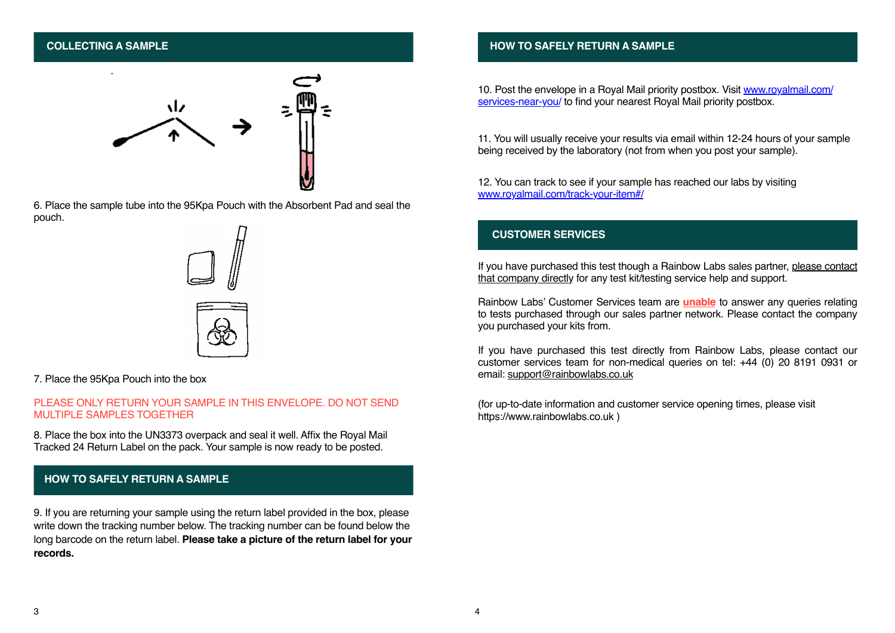## COLLECTING A SAMPLE

6. Place the sample tube into the 95Kpa Pouch with the Absorbent Pad and seal the pouch.

7. Place the 95Kpa Pouch into the box

PLEASE ONLY RETURN YOUR SAMPLE IN THIS ENVELOPE. DO NOT SEND MULTIPLE SAMPLES TOGETHER

8. Place the box into the UN3373 overpack and seal it well. Affix the Royal Mail Tracked 24 Return Label on the pack. Your sample is now ready to be posted.

## HOW TO SAFELY RETURN A SAMPLE

9. If you are returning your sample using the return label provided in the box, please write down the tracking number below. The tracking number can be found below the long barcode on the return label. **Please take a picture of the return label for your records.**

## HOW TO SAFELY RETURN A SAMPLE

10. Post the envelope in a Royal Mail priority postbox. Visit www.royalmail.com/services-near-you/ to find your nearest Royal Mail priority postbox.

11. You will usually receive your results via email within 12-24 hours of your sample being received by the laboratory (not from when you post your sample).

12. You can track to see if your sample has reached our labs by visiting www.royalmail.com/track-your-item#/

## CUSTOMER SERVICES

If you have purchased this test though a Rainbow Labs sales partner, please contact that company directly for any test kit/testing service help and support.

Rainbow Labs' Customer Services team are **unable** to answer any queries relating to tests purchased through our sales partner network. Please contact the company you purchased your kits from.

If you have purchased this test directly from Rainbow Labs, please contact our customer services team for non-medical queries on tel: +44 (0) 20 8191 0931 or email: support@rainbowlabs.co.uk

(for up-to-date information and customer service opening times, please visit https://www.rainbowlabs.co.uk )